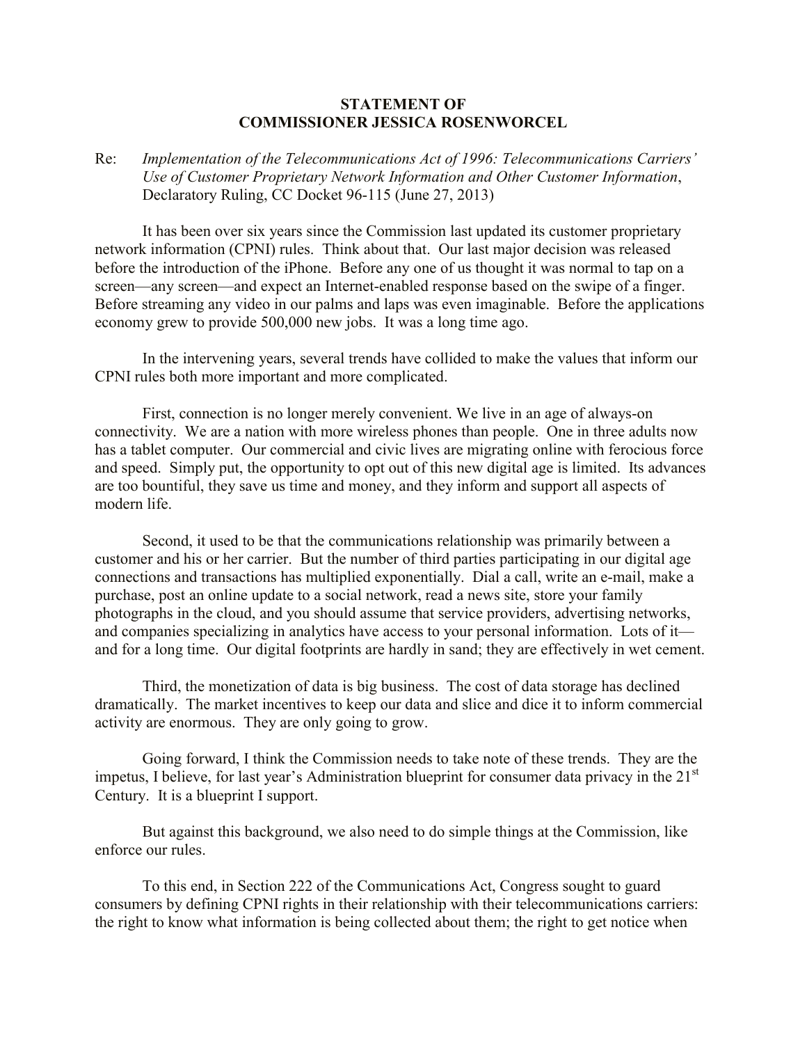**STATEMENT OF**
**COMMISSIONER JESSICA ROSENWORCEL**

Re: *Implementation of the Telecommunications Act of 1996: Telecommunications Carriers' Use of Customer Proprietary Network Information and Other Customer Information*, Declaratory Ruling, CC Docket 96-115 (June 27, 2013)

It has been over six years since the Commission last updated its customer proprietary network information (CPNI) rules. Think about that. Our last major decision was released before the introduction of the iPhone. Before any one of us thought it was normal to tap on a screen—any screen—and expect an Internet-enabled response based on the swipe of a finger. Before streaming any video in our palms and laps was even imaginable. Before the applications economy grew to provide 500,000 new jobs. It was a long time ago.

In the intervening years, several trends have collided to make the values that inform our CPNI rules both more important and more complicated.

First, connection is no longer merely convenient. We live in an age of always-on connectivity. We are a nation with more wireless phones than people. One in three adults now has a tablet computer. Our commercial and civic lives are migrating online with ferocious force and speed. Simply put, the opportunity to opt out of this new digital age is limited. Its advances are too bountiful, they save us time and money, and they inform and support all aspects of modern life.

Second, it used to be that the communications relationship was primarily between a customer and his or her carrier. But the number of third parties participating in our digital age connections and transactions has multiplied exponentially. Dial a call, write an e-mail, make a purchase, post an online update to a social network, read a news site, store your family photographs in the cloud, and you should assume that service providers, advertising networks, and companies specializing in analytics have access to your personal information. Lots of it—and for a long time. Our digital footprints are hardly in sand; they are effectively in wet cement.

Third, the monetization of data is big business. The cost of data storage has declined dramatically. The market incentives to keep our data and slice and dice it to inform commercial activity are enormous. They are only going to grow.

Going forward, I think the Commission needs to take note of these trends. They are the impetus, I believe, for last year's Administration blueprint for consumer data privacy in the 21st Century. It is a blueprint I support.

But against this background, we also need to do simple things at the Commission, like enforce our rules.

To this end, in Section 222 of the Communications Act, Congress sought to guard consumers by defining CPNI rights in their relationship with their telecommunications carriers: the right to know what information is being collected about them; the right to get notice when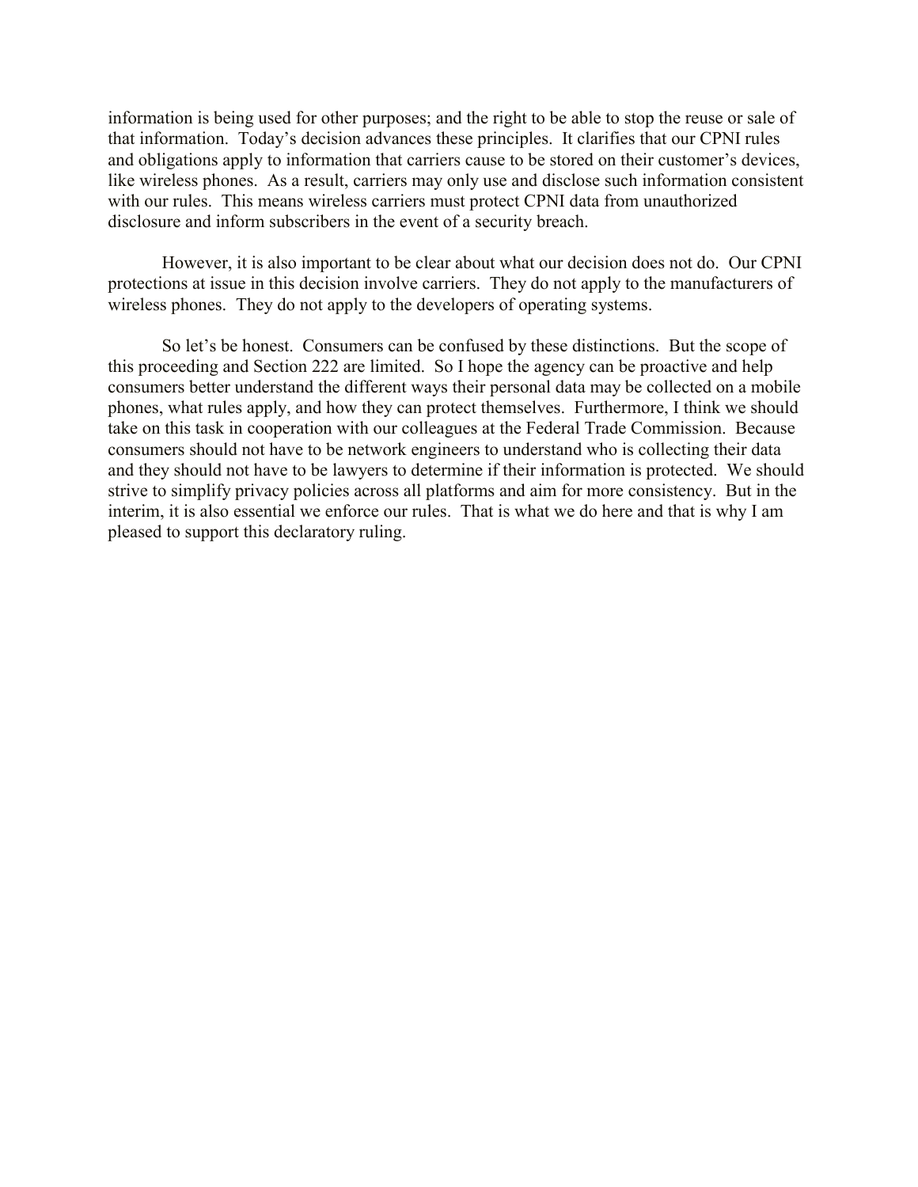information is being used for other purposes; and the right to be able to stop the reuse or sale of that information. Today's decision advances these principles. It clarifies that our CPNI rules and obligations apply to information that carriers cause to be stored on their customer's devices, like wireless phones. As a result, carriers may only use and disclose such information consistent with our rules. This means wireless carriers must protect CPNI data from unauthorized disclosure and inform subscribers in the event of a security breach.

However, it is also important to be clear about what our decision does not do. Our CPNI protections at issue in this decision involve carriers. They do not apply to the manufacturers of wireless phones. They do not apply to the developers of operating systems.

So let's be honest. Consumers can be confused by these distinctions. But the scope of this proceeding and Section 222 are limited. So I hope the agency can be proactive and help consumers better understand the different ways their personal data may be collected on a mobile phones, what rules apply, and how they can protect themselves. Furthermore, I think we should take on this task in cooperation with our colleagues at the Federal Trade Commission. Because consumers should not have to be network engineers to understand who is collecting their data and they should not have to be lawyers to determine if their information is protected. We should strive to simplify privacy policies across all platforms and aim for more consistency. But in the interim, it is also essential we enforce our rules. That is what we do here and that is why I am pleased to support this declaratory ruling.